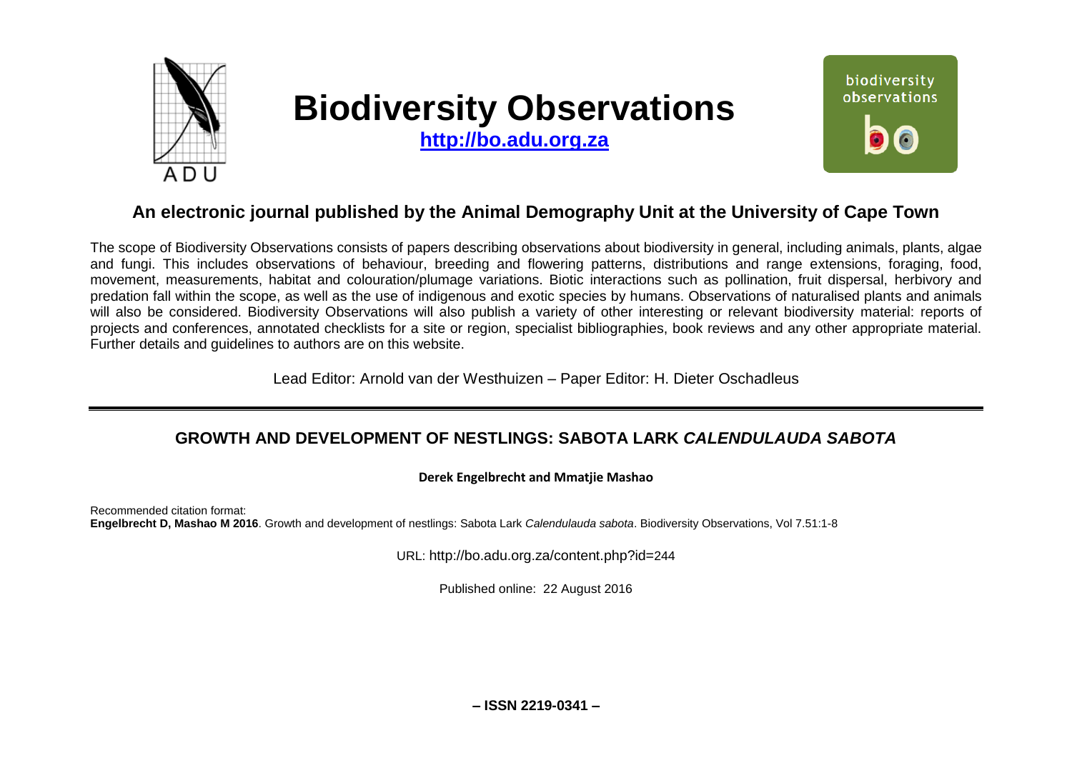# Biodiversity Observations

**http://bo.adu.org.za**

## An electronic journal published by the Animal Demography Unit at the University of Cape Town

The scope of Biodiversity Observations consists of papers describing observations about biodiversity in general, including animals, plants, algae and fungi. This includes observations of behaviour, breeding and flowering patterns, distributions and range extensions, foraging, food, movement, measurements, habitat and colouration/plumage variations. Biotic interactions such as pollination, fruit dispersal, herbivory and predation fall within the scope, as well as the use of indigenous and exotic species by humans. Observations of naturalised plants and animals will also be considered. Biodiversity Observations will also publish a variety of other interesting or relevant biodiversity material: reports of projects and conferences, annotated checklists for a site or region, specialist bibliographies, book reviews and any other appropriate material. Further details and guidelines to authors are on this website.

Lead Editor: Arnold van der Westhuizen – Paper Editor: H. Dieter Oschadleus

---

## GROWTH AND DEVELOPMENT OF NESTLINGS: SABOTA LARK *CALENDULAUDA SABOTA*

**Derek Engelbrecht and Mmatjie Mashao**

Recommended citation format:
**Engelbrecht D, Mashao M 2016**. Growth and development of nestlings: Sabota Lark *Calendulauda sabota*. Biodiversity Observations, Vol 7.51:1-8

URL: http://bo.adu.org.za/content.php?id=244

Published online: 22 August 2016

**– ISSN 2219-0341 –**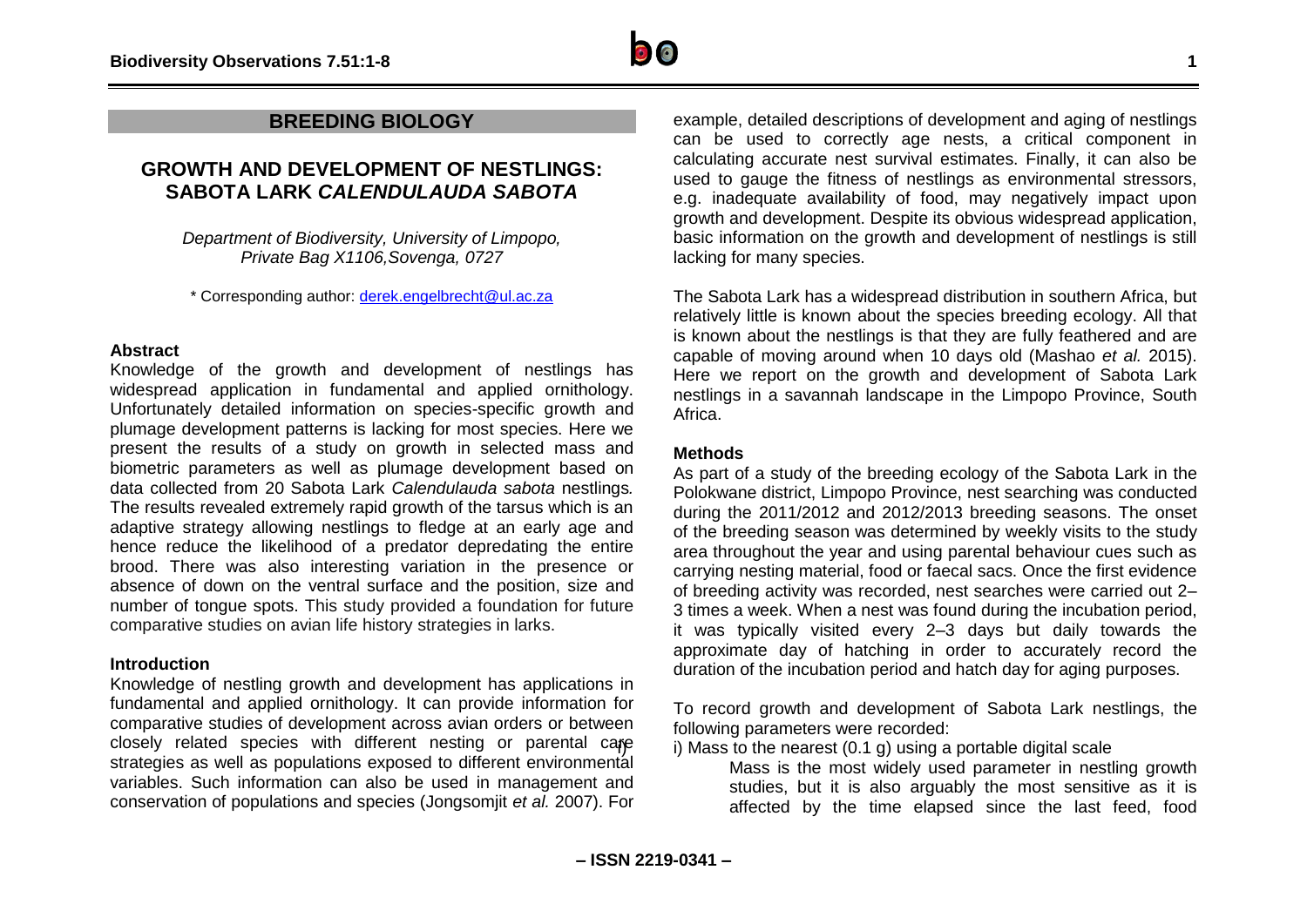## BREEDING BIOLOGY

# GROWTH AND DEVELOPMENT OF NESTLINGS: SABOTA LARK *CALENDULAUDA SABOTA*

*Department of Biodiversity, University of Limpopo, Private Bag X1106,Sovenga, 0727*

\* Corresponding author: derek.engelbrecht@ul.ac.za

### Abstract

Knowledge of the growth and development of nestlings has widespread application in fundamental and applied ornithology. Unfortunately detailed information on species-specific growth and plumage development patterns is lacking for most species. Here we present the results of a study on growth in selected mass and biometric parameters as well as plumage development based on data collected from 20 Sabota Lark *Calendulauda sabota* nestlings*.* The results revealed extremely rapid growth of the tarsus which is an adaptive strategy allowing nestlings to fledge at an early age and hence reduce the likelihood of a predator depredating the entire brood. There was also interesting variation in the presence or absence of down on the ventral surface and the position, size and number of tongue spots. This study provided a foundation for future comparative studies on avian life history strategies in larks.

### Introduction

Knowledge of nestling growth and development has applications in fundamental and applied ornithology. It can provide information for comparative studies of development across avian orders or between closely related species with different nesting or parental care strategies as well as populations exposed to different environmental variables. Such information can also be used in management and conservation of populations and species (Jongsomjit *et al.* 2007). For example, detailed descriptions of development and aging of nestlings can be used to correctly age nests, a critical component in calculating accurate nest survival estimates. Finally, it can also be used to gauge the fitness of nestlings as environmental stressors, e.g. inadequate availability of food, may negatively impact upon growth and development. Despite its obvious widespread application, basic information on the growth and development of nestlings is still lacking for many species.

The Sabota Lark has a widespread distribution in southern Africa, but relatively little is known about the species breeding ecology. All that is known about the nestlings is that they are fully feathered and are capable of moving around when 10 days old (Mashao *et al.* 2015). Here we report on the growth and development of Sabota Lark nestlings in a savannah landscape in the Limpopo Province, South Africa.

### Methods

As part of a study of the breeding ecology of the Sabota Lark in the Polokwane district, Limpopo Province, nest searching was conducted during the 2011/2012 and 2012/2013 breeding seasons. The onset of the breeding season was determined by weekly visits to the study area throughout the year and using parental behaviour cues such as carrying nesting material, food or faecal sacs. Once the first evidence of breeding activity was recorded, nest searches were carried out 2–3 times a week. When a nest was found during the incubation period, it was typically visited every 2–3 days but daily towards the approximate day of hatching in order to accurately record the duration of the incubation period and hatch day for aging purposes.

To record growth and development of Sabota Lark nestlings, the following parameters were recorded:

i) Mass to the nearest (0.1 g) using a portable digital scale

Mass is the most widely used parameter in nestling growth studies, but it is also arguably the most sensitive as it is affected by the time elapsed since the last feed, food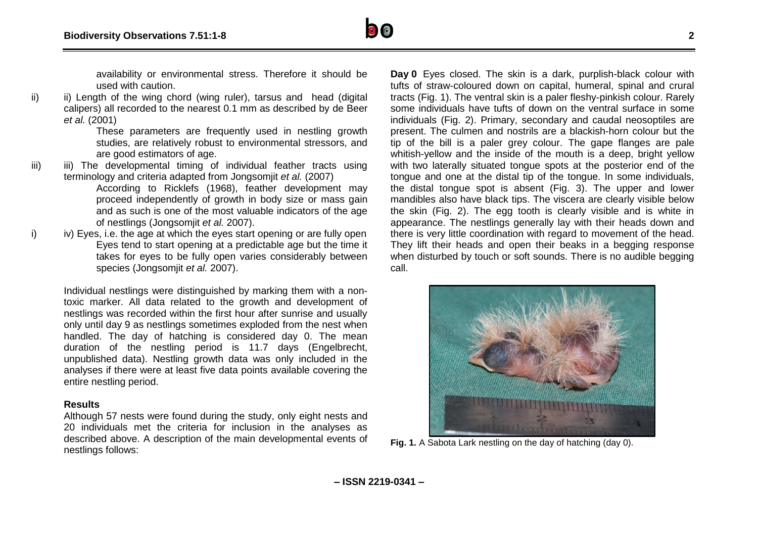availability or environmental stress. Therefore it should be used with caution.

ii) Length of the wing chord (wing ruler), tarsus and head (digital calipers) all recorded to the nearest 0.1 mm as described by de Beer *et al.* (2001)

These parameters are frequently used in nestling growth studies, are relatively robust to environmental stressors, and are good estimators of age.

iii) The developmental timing of individual feather tracts using terminology and criteria adapted from Jongsomjit *et al.* (2007)

According to Ricklefs (1968), feather development may proceed independently of growth in body size or mass gain and as such is one of the most valuable indicators of the age of nestlings (Jongsomjit *et al.* 2007).

iv) Eyes, i.e. the age at which the eyes start opening or are fully open

Eyes tend to start opening at a predictable age but the time it takes for eyes to be fully open varies considerably between species (Jongsomjit *et al.* 2007).

Individual nestlings were distinguished by marking them with a non-toxic marker. All data related to the growth and development of nestlings was recorded within the first hour after sunrise and usually only until day 9 as nestlings sometimes exploded from the nest when handled. The day of hatching is considered day 0. The mean duration of the nestling period is 11.7 days (Engelbrecht, unpublished data). Nestling growth data was only included in the analyses if there were at least five data points available covering the entire nestling period.

## Results

Although 57 nests were found during the study, only eight nests and 20 individuals met the criteria for inclusion in the analyses as described above. A description of the main developmental events of nestlings follows:

**Day 0** Eyes closed. The skin is a dark, purplish-black colour with tufts of straw-coloured down on capital, humeral, spinal and crural tracts (Fig. 1). The ventral skin is a paler fleshy-pinkish colour. Rarely some individuals have tufts of down on the ventral surface in some individuals (Fig. 2). Primary, secondary and caudal neosoptiles are present. The culmen and nostrils are a blackish-horn colour but the tip of the bill is a paler grey colour. The gape flanges are pale whitish-yellow and the inside of the mouth is a deep, bright yellow with two laterally situated tongue spots at the posterior end of the tongue and one at the distal tip of the tongue. In some individuals, the distal tongue spot is absent (Fig. 3). The upper and lower mandibles also have black tips. The viscera are clearly visible below the skin (Fig. 2). The egg tooth is clearly visible and is white in appearance. The nestlings generally lay with their heads down and there is very little coordination with regard to movement of the head. They lift their heads and open their beaks in a begging response when disturbed by touch or soft sounds. There is no audible begging call.

**Fig. 1.** A Sabota Lark nestling on the day of hatching (day 0).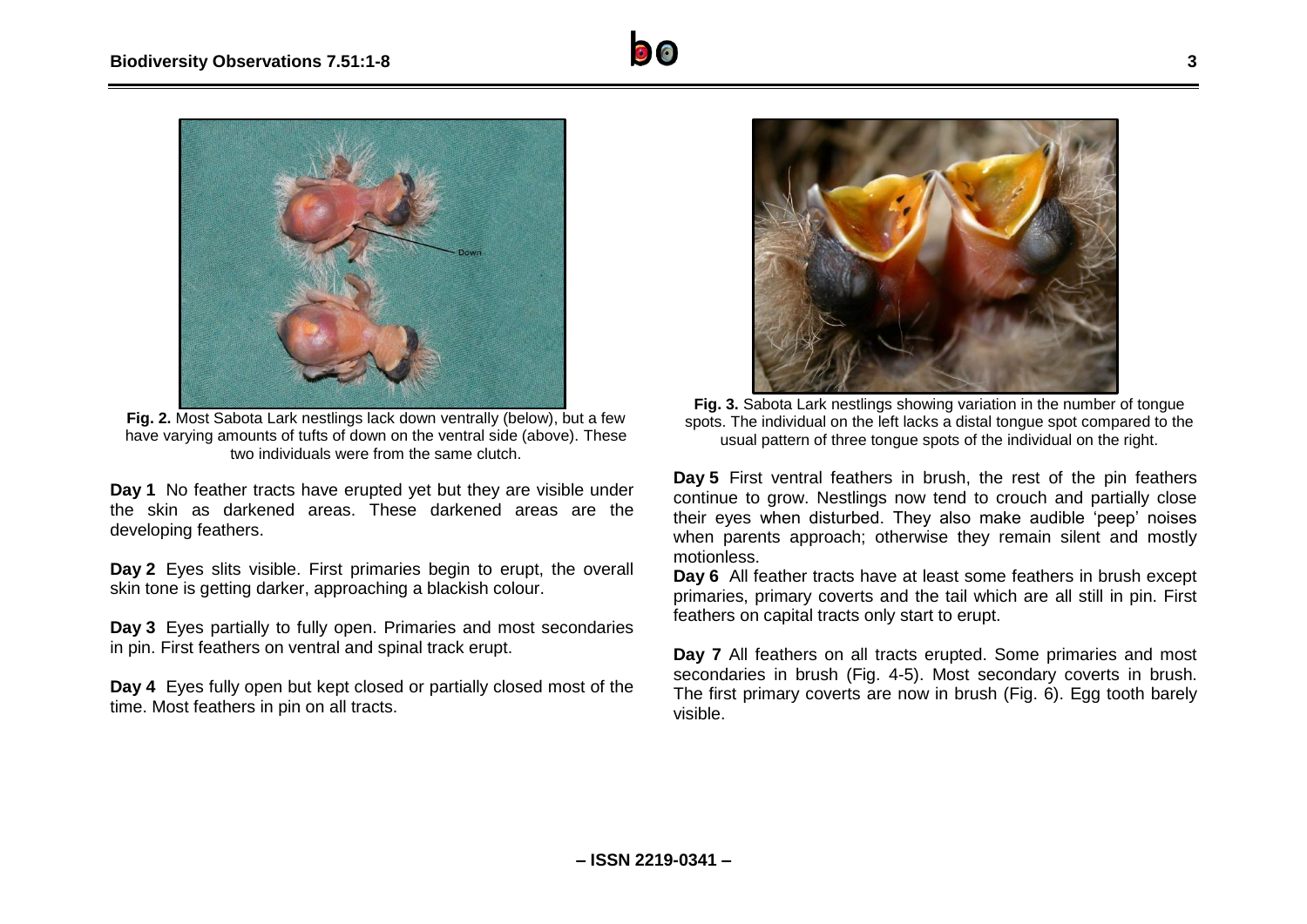**Fig. 2.** Most Sabota Lark nestlings lack down ventrally (below), but a few have varying amounts of tufts of down on the ventral side (above). These two individuals were from the same clutch.

**Day 1** No feather tracts have erupted yet but they are visible under the skin as darkened areas. These darkened areas are the developing feathers.

**Day 2** Eyes slits visible. First primaries begin to erupt, the overall skin tone is getting darker, approaching a blackish colour.

**Day 3** Eyes partially to fully open. Primaries and most secondaries in pin. First feathers on ventral and spinal track erupt.

**Day 4** Eyes fully open but kept closed or partially closed most of the time. Most feathers in pin on all tracts.

**Fig. 3.** Sabota Lark nestlings showing variation in the number of tongue spots. The individual on the left lacks a distal tongue spot compared to the usual pattern of three tongue spots of the individual on the right.

**Day 5** First ventral feathers in brush, the rest of the pin feathers continue to grow. Nestlings now tend to crouch and partially close their eyes when disturbed. They also make audible 'peep' noises when parents approach; otherwise they remain silent and mostly motionless.

**Day 6** All feather tracts have at least some feathers in brush except primaries, primary coverts and the tail which are all still in pin. First feathers on capital tracts only start to erupt.

**Day 7** All feathers on all tracts erupted. Some primaries and most secondaries in brush (Fig. 4-5). Most secondary coverts in brush. The first primary coverts are now in brush (Fig. 6). Egg tooth barely visible.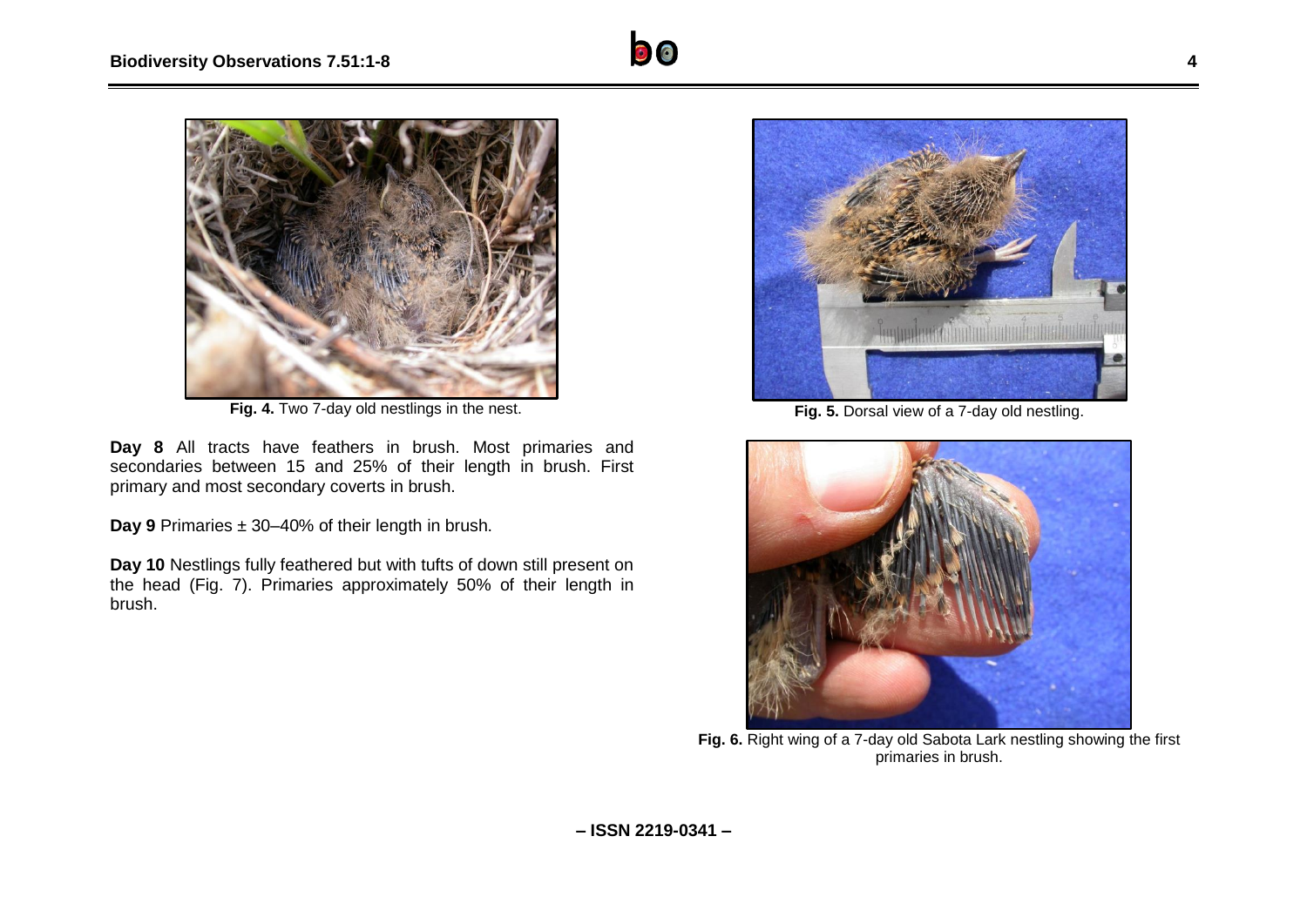Fig. 4. Two 7-day old nestlings in the nest.

Fig. 5. Dorsal view of a 7-day old nestling.

**Day 8** All tracts have feathers in brush. Most primaries and secondaries between 15 and 25% of their length in brush. First primary and most secondary coverts in brush.

**Day 9** Primaries ± 30–40% of their length in brush.

**Day 10** Nestlings fully feathered but with tufts of down still present on the head (Fig. 7). Primaries approximately 50% of their length in brush.

Fig. 6. Right wing of a 7-day old Sabota Lark nestling showing the first primaries in brush.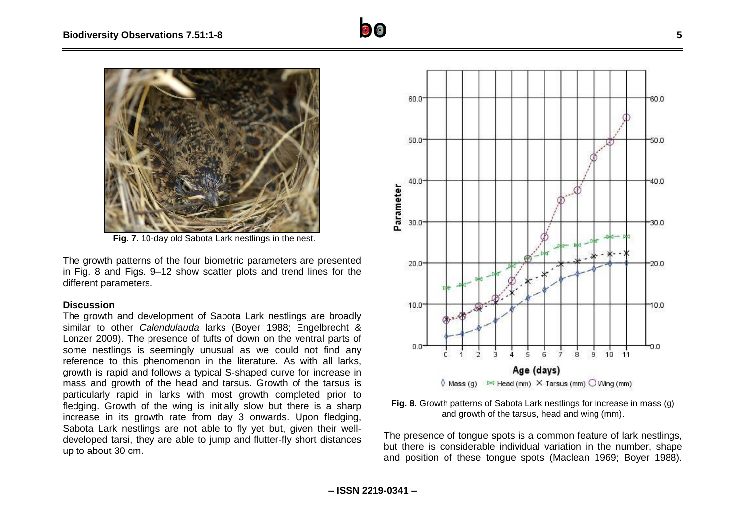Fig. 7. 10-day old Sabota Lark nestlings in the nest.

The growth patterns of the four biometric parameters are presented in Fig. 8 and Figs. 9–12 show scatter plots and trend lines for the different parameters.

**Discussion**

The growth and development of Sabota Lark nestlings are broadly similar to other *Calendulauda* larks (Boyer 1988; Engelbrecht & Lonzer 2009). The presence of tufts of down on the ventral parts of some nestlings is seemingly unusual as we could not find any reference to this phenomenon in the literature. As with all larks, growth is rapid and follows a typical S-shaped curve for increase in mass and growth of the head and tarsus. Growth of the tarsus is particularly rapid in larks with most growth completed prior to fledging. Growth of the wing is initially slow but there is a sharp increase in its growth rate from day 3 onwards. Upon fledging, Sabota Lark nestlings are not able to fly yet but, given their well-developed tarsi, they are able to jump and flutter-fly short distances up to about 30 cm.

**Fig. 8.** Growth patterns of Sabota Lark nestlings for increase in mass (g) and growth of the tarsus, head and wing (mm).

The presence of tongue spots is a common feature of lark nestlings, but there is considerable individual variation in the number, shape and position of these tongue spots (Maclean 1969; Boyer 1988).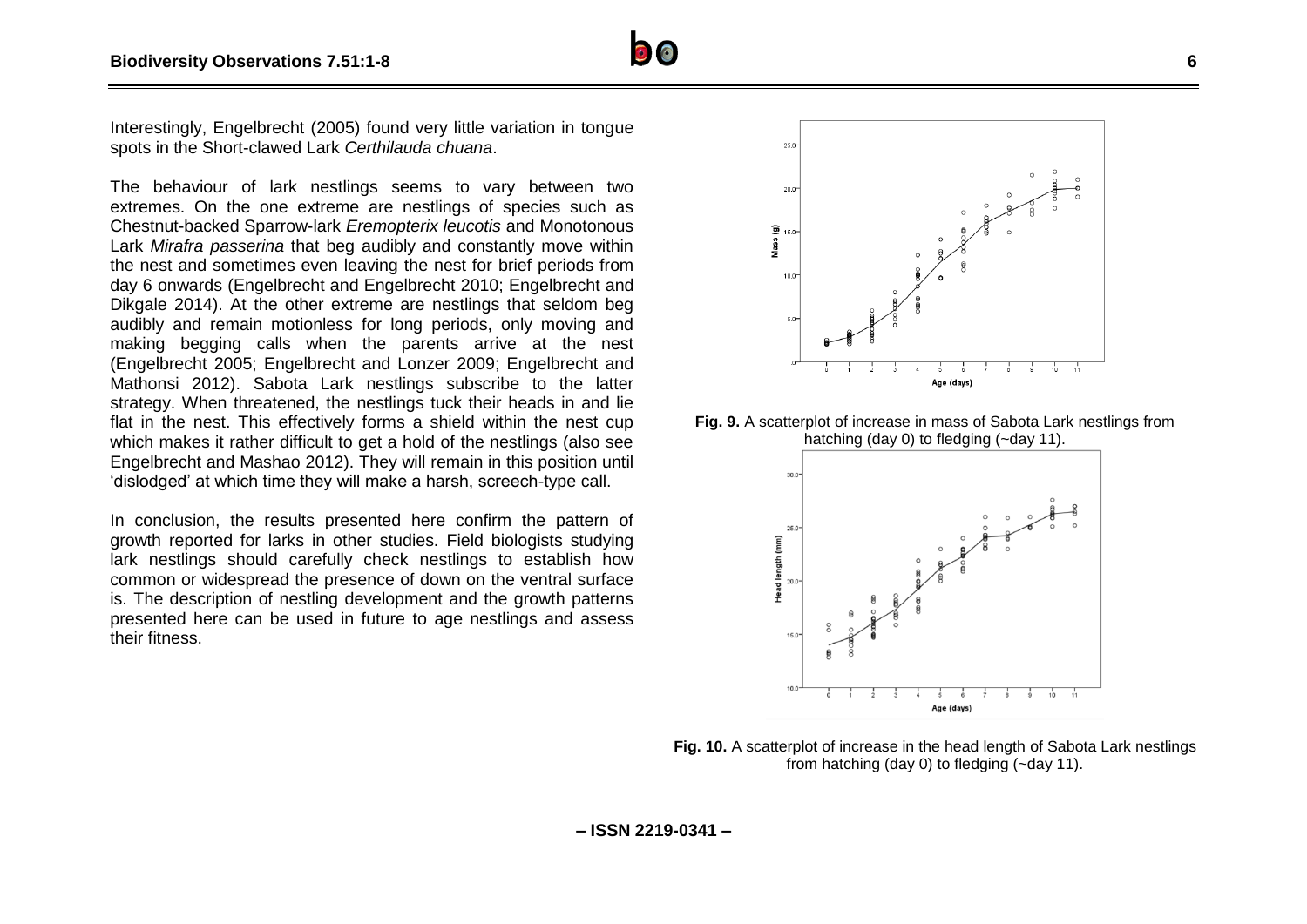Interestingly, Engelbrecht (2005) found very little variation in tongue spots in the Short-clawed Lark *Certhilauda chuana*.

The behaviour of lark nestlings seems to vary between two extremes. On the one extreme are nestlings of species such as Chestnut-backed Sparrow-lark *Eremopterix leucotis* and Monotonous Lark *Mirafra passerina* that beg audibly and constantly move within the nest and sometimes even leaving the nest for brief periods from day 6 onwards (Engelbrecht and Engelbrecht 2010; Engelbrecht and Dikgale 2014). At the other extreme are nestlings that seldom beg audibly and remain motionless for long periods, only moving and making begging calls when the parents arrive at the nest (Engelbrecht 2005; Engelbrecht and Lonzer 2009; Engelbrecht and Mathonsi 2012). Sabota Lark nestlings subscribe to the latter strategy. When threatened, the nestlings tuck their heads in and lie flat in the nest. This effectively forms a shield within the nest cup which makes it rather difficult to get a hold of the nestlings (also see Engelbrecht and Mashao 2012). They will remain in this position until 'dislodged' at which time they will make a harsh, screech-type call.

In conclusion, the results presented here confirm the pattern of growth reported for larks in other studies. Field biologists studying lark nestlings should carefully check nestlings to establish how common or widespread the presence of down on the ventral surface is. The description of nestling development and the growth patterns presented here can be used in future to age nestlings and assess their fitness.

**Fig. 9.** A scatterplot of increase in mass of Sabota Lark nestlings from hatching (day 0) to fledging (~day 11).

**Fig. 10.** A scatterplot of increase in the head length of Sabota Lark nestlings from hatching (day 0) to fledging (~day 11).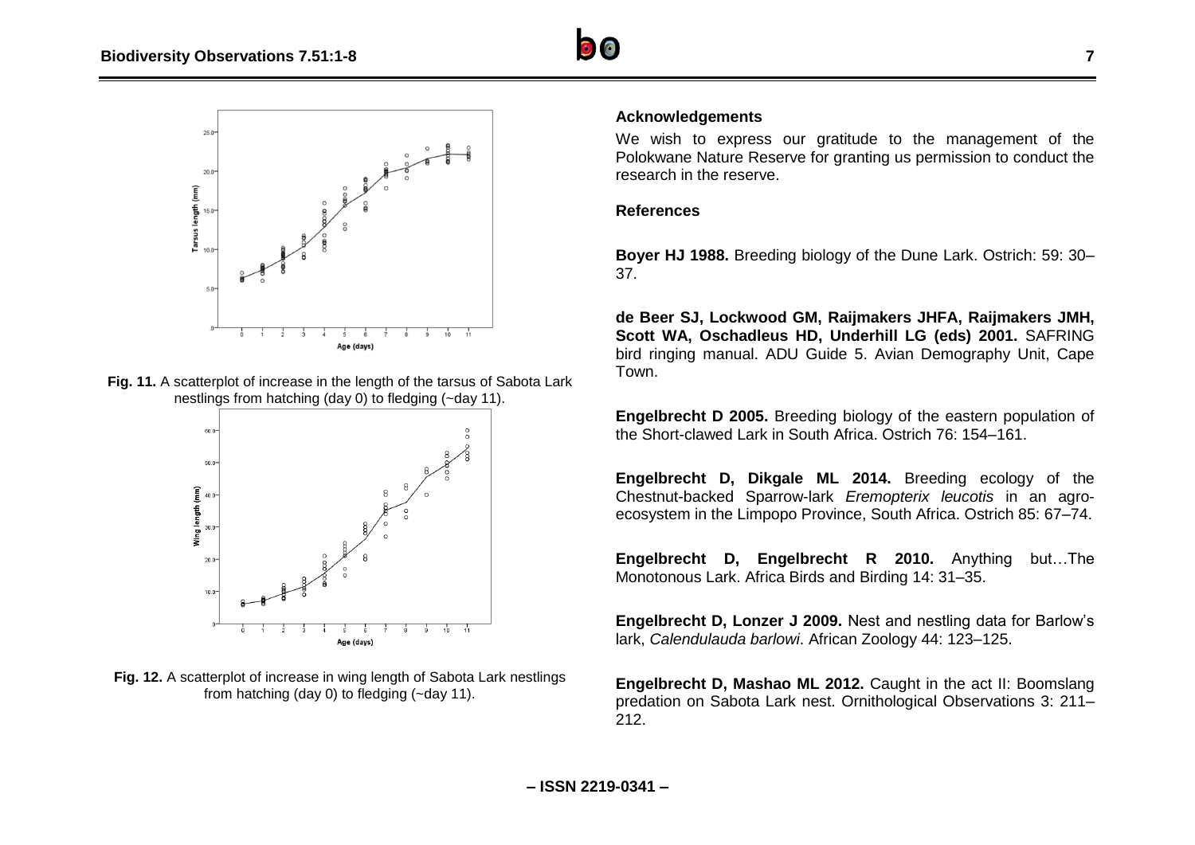Fig. 11. A scatterplot of increase in the length of the tarsus of Sabota Lark nestlings from hatching (day 0) to fledging (~day 11).

Fig. 12. A scatterplot of increase in wing length of Sabota Lark nestlings from hatching (day 0) to fledging (~day 11).

### Acknowledgements

We wish to express our gratitude to the management of the Polokwane Nature Reserve for granting us permission to conduct the research in the reserve.

### References

**Boyer HJ 1988.** Breeding biology of the Dune Lark. Ostrich: 59: 30–37.

**de Beer SJ, Lockwood GM, Raijmakers JHFA, Raijmakers JMH, Scott WA, Oschadleus HD, Underhill LG (eds) 2001.** SAFRING bird ringing manual. ADU Guide 5. Avian Demography Unit, Cape Town.

**Engelbrecht D 2005.** Breeding biology of the eastern population of the Short-clawed Lark in South Africa. Ostrich 76: 154–161.

**Engelbrecht D, Dikgale ML 2014.** Breeding ecology of the Chestnut-backed Sparrow-lark *Eremopterix leucotis* in an agro-ecosystem in the Limpopo Province, South Africa. Ostrich 85: 67–74.

**Engelbrecht D, Engelbrecht R 2010.** Anything but…The Monotonous Lark. Africa Birds and Birding 14: 31–35.

**Engelbrecht D, Lonzer J 2009.** Nest and nestling data for Barlow's lark, *Calendulauda barlowi*. African Zoology 44: 123–125.

**Engelbrecht D, Mashao ML 2012.** Caught in the act II: Boomslang predation on Sabota Lark nest. Ornithological Observations 3: 211–212.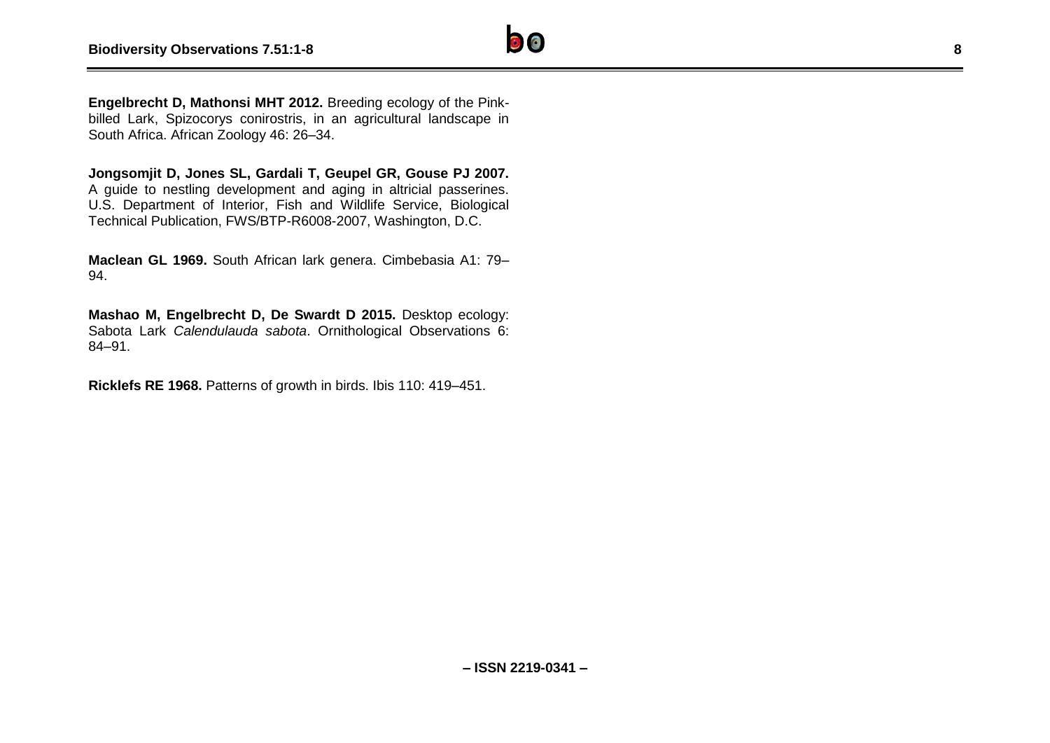**Engelbrecht D, Mathonsi MHT 2012.** Breeding ecology of the Pink-billed Lark, Spizocorys conirostris, in an agricultural landscape in South Africa. African Zoology 46: 26–34.

**Jongsomjit D, Jones SL, Gardali T, Geupel GR, Gouse PJ 2007.** A guide to nestling development and aging in altricial passerines. U.S. Department of Interior, Fish and Wildlife Service, Biological Technical Publication, FWS/BTP-R6008-2007, Washington, D.C.

**Maclean GL 1969.** South African lark genera. Cimbebasia A1: 79–94.

**Mashao M, Engelbrecht D, De Swardt D 2015.** Desktop ecology: Sabota Lark *Calendulauda sabota*. Ornithological Observations 6: 84–91.

**Ricklefs RE 1968.** Patterns of growth in birds. Ibis 110: 419–451.